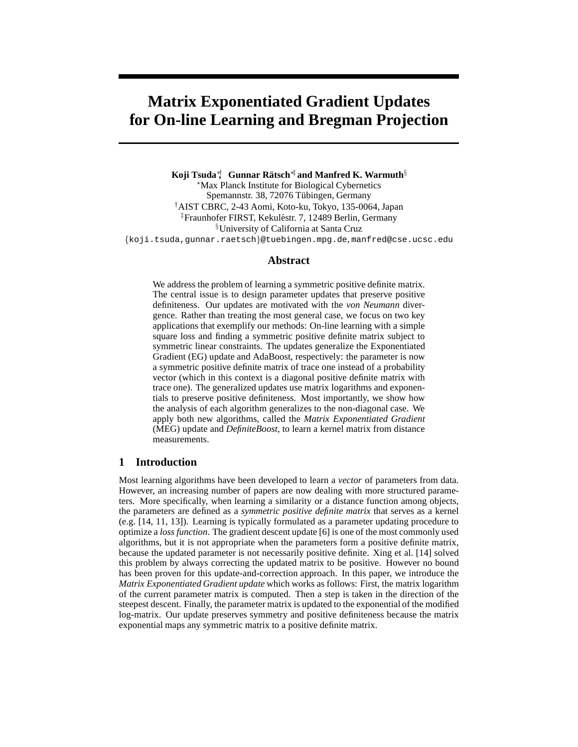# Matrix Exponentiated Gradient Updates for On-line Learning and Bregman Projection

**Koji Tsuda**[*,†], **Gunnar Rätsch**[*,‡] **and Manfred K. Warmuth**[§]

[*]Max Planck Institute for Biological Cybernetics
Spemannstr. 38, 72076 Tübingen, Germany
[†]AIST CBRC, 2-43 Aomi, Koto-ku, Tokyo, 135-0064, Japan
[‡]Fraunhofer FIRST, Kekuléstr. 7, 12489 Berlin, Germany
[§]University of California at Santa Cruz
{koji.tsuda,gunnar.raetsch}@tuebingen.mpg.de, manfred@cse.ucsc.edu

## Abstract

We address the problem of learning a symmetric positive definite matrix. The central issue is to design parameter updates that preserve positive definiteness. Our updates are motivated with the *von Neumann* divergence. Rather than treating the most general case, we focus on two key applications that exemplify our methods: On-line learning with a simple square loss and finding a symmetric positive definite matrix subject to symmetric linear constraints. The updates generalize the Exponentiated Gradient (EG) update and AdaBoost, respectively: the parameter is now a symmetric positive definite matrix of trace one instead of a probability vector (which in this context is a diagonal positive definite matrix with trace one). The generalized updates use matrix logarithms and exponentials to preserve positive definiteness. Most importantly, we show how the analysis of each algorithm generalizes to the non-diagonal case. We apply both new algorithms, called the *Matrix Exponentiated Gradient* (MEG) update and *DefiniteBoost*, to learn a kernel matrix from distance measurements.

## 1 Introduction

Most learning algorithms have been developed to learn a *vector* of parameters from data. However, an increasing number of papers are now dealing with more structured parameters. More specifically, when learning a similarity or a distance function among objects, the parameters are defined as a *symmetric positive definite matrix* that serves as a kernel (e.g. [14, 11, 13]). Learning is typically formulated as a parameter updating procedure to optimize a *loss function*. The gradient descent update [6] is one of the most commonly used algorithms, but it is not appropriate when the parameters form a positive definite matrix, because the updated parameter is not necessarily positive definite. Xing et al. [14] solved this problem by always correcting the updated matrix to be positive. However no bound has been proven for this update-and-correction approach. In this paper, we introduce the *Matrix Exponentiated Gradient update* which works as follows: First, the matrix logarithm of the current parameter matrix is computed. Then a step is taken in the direction of the steepest descent. Finally, the parameter matrix is updated to the exponential of the modified log-matrix. Our update preserves symmetry and positive definiteness because the matrix exponential maps any symmetric matrix to a positive definite matrix.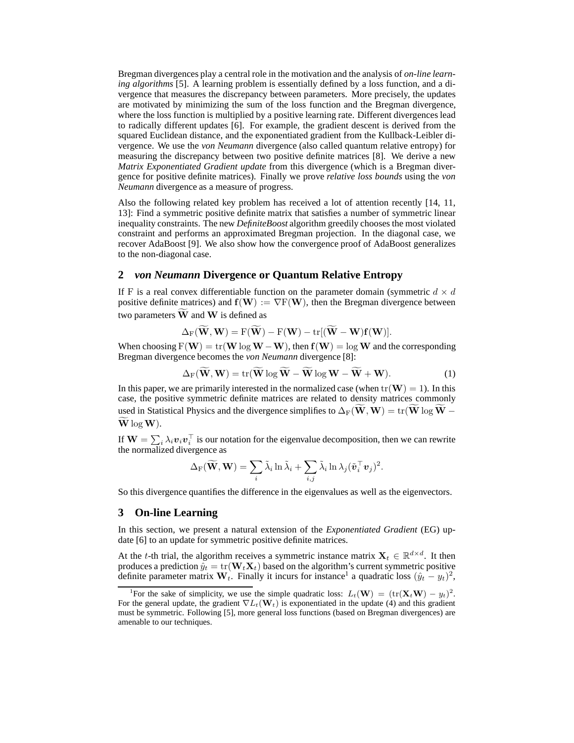Bregman divergences play a central role in the motivation and the analysis of *on-line learning algorithms* [5]. A learning problem is essentially defined by a loss function, and a divergence that measures the discrepancy between parameters. More precisely, the updates are motivated by minimizing the sum of the loss function and the Bregman divergence, where the loss function is multiplied by a positive learning rate. Different divergences lead to radically different updates [6]. For example, the gradient descent is derived from the squared Euclidean distance, and the exponentiated gradient from the Kullback-Leibler divergence. We use the *von Neumann* divergence (also called quantum relative entropy) for measuring the discrepancy between two positive definite matrices [8]. We derive a new *Matrix Exponentiated Gradient update* from this divergence (which is a Bregman divergence for positive definite matrices). Finally we prove *relative loss bounds* using the *von Neumann* divergence as a measure of progress.

Also the following related key problem has received a lot of attention recently [14, 11, 13]: Find a symmetric positive definite matrix that satisfies a number of symmetric linear inequality constraints. The new *DefiniteBoost* algorithm greedily chooses the most violated constraint and performs an approximated Bregman projection. In the diagonal case, we recover AdaBoost [9]. We also show how the convergence proof of AdaBoost generalizes to the non-diagonal case.

## 2 *von Neumann* Divergence or Quantum Relative Entropy

If F is a real convex differentiable function on the parameter domain (symmetric $d \times d$ positive definite matrices) and $\mathbf{f}(\mathbf{W}) := \nabla \mathrm{F}(\mathbf{W})$, then the Bregman divergence between two parameters $\widetilde{\mathbf{W}}$ and $\mathbf{W}$ is defined as

$$\Delta_{\mathrm{F}}(\widetilde{\mathbf{W}}, \mathbf{W}) = \mathrm{F}(\widetilde{\mathbf{W}}) - \mathrm{F}(\mathbf{W}) - \mathrm{tr}[(\widetilde{\mathbf{W}} - \mathbf{W})\mathbf{f}(\mathbf{W})].$$

When choosing $\mathrm{F}(\mathbf{W}) = \mathrm{tr}(\mathbf{W} \log \mathbf{W} - \mathbf{W})$, then $\mathbf{f}(\mathbf{W}) = \log \mathbf{W}$ and the corresponding Bregman divergence becomes the *von Neumann* divergence [8]:

$$\Delta_{\mathrm{F}}(\widetilde{\mathbf{W}}, \mathbf{W}) = \mathrm{tr}(\widetilde{\mathbf{W}} \log \widetilde{\mathbf{W}} - \widetilde{\mathbf{W}} \log \mathbf{W} - \widetilde{\mathbf{W}} + \mathbf{W}). \tag{1}$$

In this paper, we are primarily interested in the normalized case (when $\mathrm{tr}(\mathbf{W}) = 1$). In this case, the positive symmetric definite matrices are related to density matrices commonly used in Statistical Physics and the divergence simplifies to $\Delta_{\mathrm{F}}(\widetilde{\mathbf{W}}, \mathbf{W}) = \mathrm{tr}(\widetilde{\mathbf{W}} \log \widetilde{\mathbf{W}} - \widetilde{\mathbf{W}} \log \mathbf{W})$.

If $\mathbf{W} = \sum_i \lambda_i \boldsymbol{v}_i \boldsymbol{v}_i^\top$ is our notation for the eigenvalue decomposition, then we can rewrite the normalized divergence as

$$\Delta_{\mathrm{F}}(\widetilde{\mathbf{W}}, \mathbf{W}) = \sum_i \tilde{\lambda}_i \ln \tilde{\lambda}_i + \sum_{i,j} \tilde{\lambda}_i \ln \lambda_j (\tilde{\boldsymbol{v}}_i^\top \boldsymbol{v}_j)^2.$$

So this divergence quantifies the difference in the eigenvalues as well as the eigenvectors.

## 3 On-line Learning

In this section, we present a natural extension of the *Exponentiated Gradient* (EG) update [6] to an update for symmetric positive definite matrices.

At the $t$-th trial, the algorithm receives a symmetric instance matrix $\mathbf{X}_t \in \mathbb{R}^{d \times d}$. It then produces a prediction $\hat{y}_t = \mathrm{tr}(\mathbf{W}_t \mathbf{X}_t)$ based on the algorithm's current symmetric positive definite parameter matrix $\mathbf{W}_t$. Finally it incurs for instance[1] a quadratic loss $(\hat{y}_t - y_t)^2$,

[1] For the sake of simplicity, we use the simple quadratic loss: $L_t(\mathbf{W}) = (\mathrm{tr}(\mathbf{X}_t \mathbf{W}) - y_t)^2$. For the general update, the gradient $\nabla L_t(\mathbf{W}_t)$ is exponentiated in the update (4) and this gradient must be symmetric. Following [5], more general loss functions (based on Bregman divergences) are amenable to our techniques.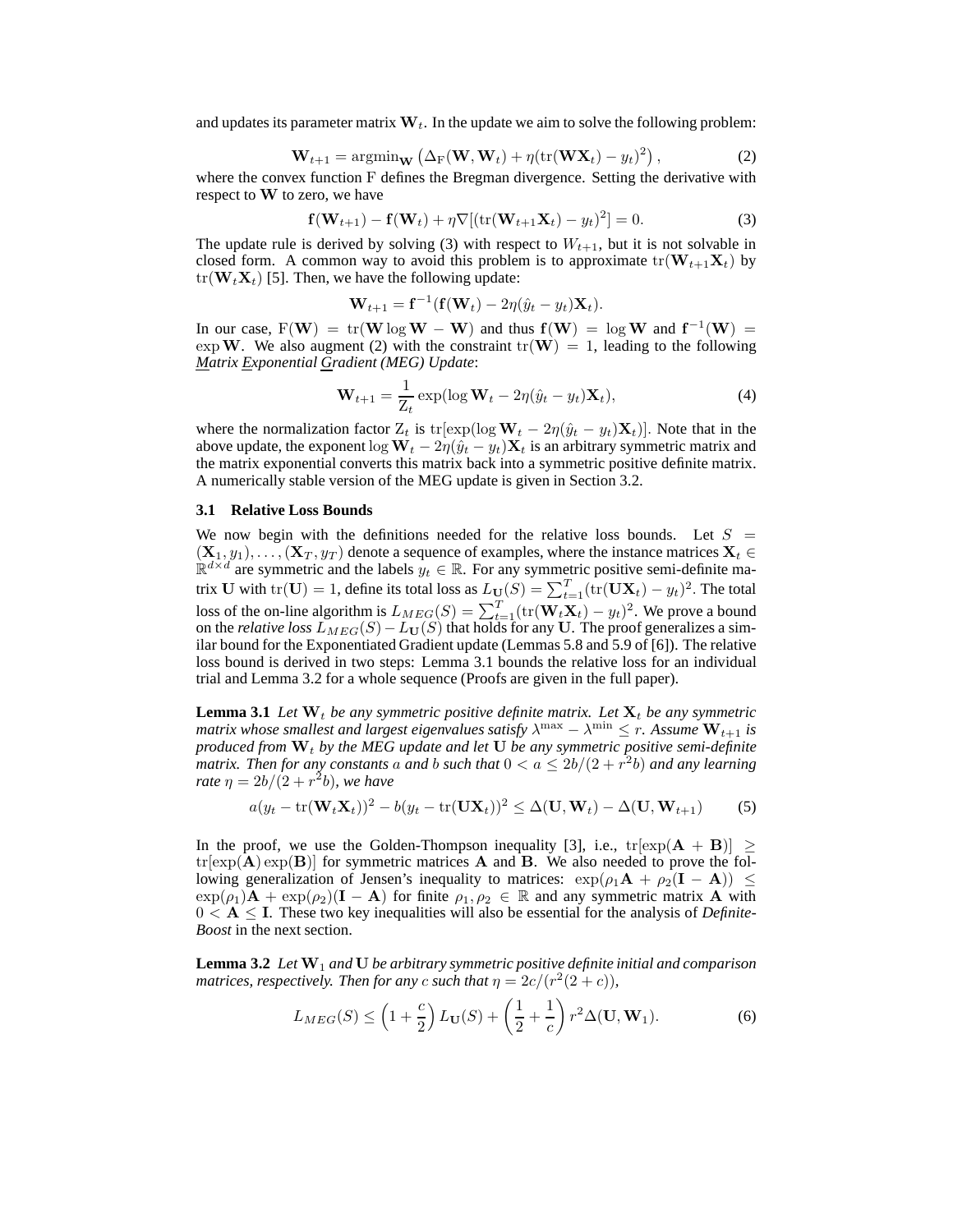and updates its parameter matrix $\mathbf{W}_t$. In the update we aim to solve the following problem:

$$\mathbf{W}_{t+1} = \operatorname{argmin}_{\mathbf{W}} \left( \Delta_{\mathrm{F}}(\mathbf{W}, \mathbf{W}_t) + \eta(\operatorname{tr}(\mathbf{W}\mathbf{X}_t) - y_t)^2 \right), \tag{2}$$

where the convex function F defines the Bregman divergence. Setting the derivative with respect to $\mathbf{W}$ to zero, we have

$$\mathbf{f}(\mathbf{W}_{t+1}) - \mathbf{f}(\mathbf{W}_t) + \eta \nabla[(\operatorname{tr}(\mathbf{W}_{t+1}\mathbf{X}_t) - y_t)^2] = 0. \tag{3}$$

The update rule is derived by solving (3) with respect to $W_{t+1}$, but it is not solvable in closed form. A common way to avoid this problem is to approximate $\operatorname{tr}(\mathbf{W}_{t+1}\mathbf{X}_t)$ by $\operatorname{tr}(\mathbf{W}_t\mathbf{X}_t)$ [5]. Then, we have the following update:

$$\mathbf{W}_{t+1} = \mathbf{f}^{-1}(\mathbf{f}(\mathbf{W}_t) - 2\eta(\hat{y}_t - y_t)\mathbf{X}_t).$$

In our case, $\mathrm{F}(\mathbf{W}) = \operatorname{tr}(\mathbf{W} \log \mathbf{W} - \mathbf{W})$ and thus $\mathbf{f}(\mathbf{W}) = \log \mathbf{W}$ and $\mathbf{f}^{-1}(\mathbf{W}) = \exp \mathbf{W}$. We also augment (2) with the constraint $\operatorname{tr}(\mathbf{W}) = 1$, leading to the following *Matrix Exponential Gradient (MEG) Update*:

$$\mathbf{W}_{t+1} = \frac{1}{\mathrm{Z}_t} \exp(\log \mathbf{W}_t - 2\eta(\hat{y}_t - y_t)\mathbf{X}_t), \tag{4}$$

where the normalization factor $\mathrm{Z}_t$ is $\operatorname{tr}[\exp(\log \mathbf{W}_t - 2\eta(\hat{y}_t - y_t)\mathbf{X}_t)]$. Note that in the above update, the exponent $\log \mathbf{W}_t - 2\eta(\hat{y}_t - y_t)\mathbf{X}_t$ is an arbitrary symmetric matrix and the matrix exponential converts this matrix back into a symmetric positive definite matrix. A numerically stable version of the MEG update is given in Section 3.2.

### 3.1 Relative Loss Bounds

We now begin with the definitions needed for the relative loss bounds. Let $S = (\mathbf{X}_1, y_1), \ldots, (\mathbf{X}_T, y_T)$ denote a sequence of examples, where the instance matrices $\mathbf{X}_t \in \mathbb{R}^{d \times d}$ are symmetric and the labels $y_t \in \mathbb{R}$. For any symmetric positive semi-definite matrix $\mathbf{U}$ with $\operatorname{tr}(\mathbf{U}) = 1$, define its total loss as $L_{\mathbf{U}}(S) = \sum_{t=1}^{T}(\operatorname{tr}(\mathbf{U}\mathbf{X}_t) - y_t)^2$. The total loss of the on-line algorithm is $L_{MEG}(S) = \sum_{t=1}^{T}(\operatorname{tr}(\mathbf{W}_t\mathbf{X}_t) - y_t)^2$. We prove a bound on the *relative loss* $L_{MEG}(S) - L_{\mathbf{U}}(S)$ that holds for any $\mathbf{U}$. The proof generalizes a similar bound for the Exponentiated Gradient update (Lemmas 5.8 and 5.9 of [6]). The relative loss bound is derived in two steps: Lemma 3.1 bounds the relative loss for an individual trial and Lemma 3.2 for a whole sequence (Proofs are given in the full paper).

**Lemma 3.1** *Let $\mathbf{W}_t$ be any symmetric positive definite matrix. Let $\mathbf{X}_t$ be any symmetric matrix whose smallest and largest eigenvalues satisfy $\lambda^{\max} - \lambda^{\min} \leq r$. Assume $\mathbf{W}_{t+1}$ is produced from $\mathbf{W}_t$ by the MEG update and let $\mathbf{U}$ be any symmetric positive semi-definite matrix. Then for any constants $a$ and $b$ such that $0 < a \leq 2b/(2 + r^2 b)$ and any learning rate $\eta = 2b/(2 + r^2 b)$, we have*

$$a(y_t - \operatorname{tr}(\mathbf{W}_t\mathbf{X}_t))^2 - b(y_t - \operatorname{tr}(\mathbf{U}\mathbf{X}_t))^2 \leq \Delta(\mathbf{U}, \mathbf{W}_t) - \Delta(\mathbf{U}, \mathbf{W}_{t+1}) \tag{5}$$

In the proof, we use the Golden-Thompson inequality [3], i.e., $\operatorname{tr}[\exp(\mathbf{A} + \mathbf{B})] \geq \operatorname{tr}[\exp(\mathbf{A})\exp(\mathbf{B})]$ for symmetric matrices $\mathbf{A}$ and $\mathbf{B}$. We also needed to prove the following generalization of Jensen's inequality to matrices: $\exp(\rho_1 \mathbf{A} + \rho_2(\mathbf{I} - \mathbf{A})) \leq \exp(\rho_1)\mathbf{A} + \exp(\rho_2)(\mathbf{I} - \mathbf{A})$ for finite $\rho_1, \rho_2 \in \mathbb{R}$ and any symmetric matrix $\mathbf{A}$ with $0 < \mathbf{A} \leq \mathbf{I}$. These two key inequalities will also be essential for the analysis of *Definite-Boost* in the next section.

**Lemma 3.2** *Let $\mathbf{W}_1$ and $\mathbf{U}$ be arbitrary symmetric positive definite initial and comparison matrices, respectively. Then for any $c$ such that $\eta = 2c/(r^2(2 + c))$,*

$$L_{MEG}(S) \leq \left(1 + \frac{c}{2}\right) L_{\mathbf{U}}(S) + \left(\frac{1}{2} + \frac{1}{c}\right) r^2 \Delta(\mathbf{U}, \mathbf{W}_1). \tag{6}$$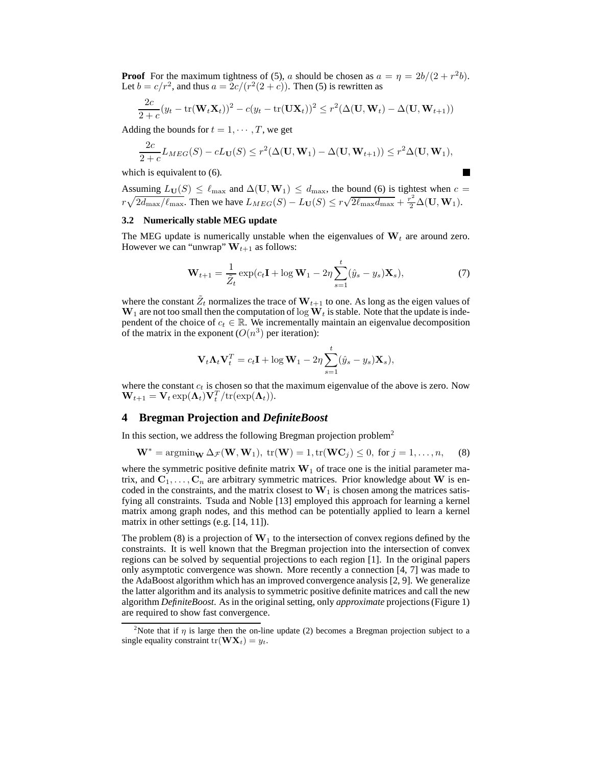**Proof** For the maximum tightness of (5), $a$ should be chosen as $a = \eta = 2b/(2 + r^2 b)$. Let $b = c/r^2$, and thus $a = 2c/(r^2(2 + c))$. Then (5) is rewritten as

$$\frac{2c}{2+c}(y_t - \mathrm{tr}(\mathbf{W}_t \mathbf{X}_t))^2 - c(y_t - \mathrm{tr}(\mathbf{U}\mathbf{X}_t))^2 \leq r^2(\Delta(\mathbf{U}, \mathbf{W}_t) - \Delta(\mathbf{U}, \mathbf{W}_{t+1}))$$

Adding the bounds for $t = 1, \cdots, T$, we get

$$\frac{2c}{2+c} L_{MEG}(S) - c L_{\mathbf{U}}(S) \leq r^2(\Delta(\mathbf{U}, \mathbf{W}_1) - \Delta(\mathbf{U}, \mathbf{W}_{t+1})) \leq r^2 \Delta(\mathbf{U}, \mathbf{W}_1),$$

which is equivalent to (6). ∎

Assuming $L_{\mathbf{U}}(S) \leq \ell_{\max}$ and $\Delta(\mathbf{U}, \mathbf{W}_1) \leq d_{\max}$, the bound (6) is tightest when $c = r\sqrt{2d_{\max}/\ell_{\max}}$. Then we have $L_{MEG}(S) - L_{\mathbf{U}}(S) \leq r\sqrt{2\ell_{\max} d_{\max}} + \frac{r^2}{2}\Delta(\mathbf{U}, \mathbf{W}_1)$.

### 3.2 Numerically stable MEG update

The MEG update is numerically unstable when the eigenvalues of $\mathbf{W}_t$ are around zero. However we can "unwrap" $\mathbf{W}_{t+1}$ as follows:

$$\mathbf{W}_{t+1} = \frac{1}{\tilde{Z}_t} \exp(c_t \mathbf{I} + \log \mathbf{W}_1 - 2\eta \sum_{s=1}^{t} (\hat{y}_s - y_s)\mathbf{X}_s), \tag{7}$$

where the constant $\tilde{Z}_t$ normalizes the trace of $\mathbf{W}_{t+1}$ to one. As long as the eigen values of $\mathbf{W}_1$ are not too small then the computation of $\log \mathbf{W}_t$ is stable. Note that the update is independent of the choice of $c_t \in \mathbb{R}$. We incrementally maintain an eigenvalue decomposition of the matrix in the exponent ($O(n^3)$ per iteration):

$$\mathbf{V}_t \mathbf{\Lambda}_t \mathbf{V}_t^T = c_t \mathbf{I} + \log \mathbf{W}_1 - 2\eta \sum_{s=1}^{t} (\hat{y}_s - y_s)\mathbf{X}_s),$$

where the constant $c_t$ is chosen so that the maximum eigenvalue of the above is zero. Now $\mathbf{W}_{t+1} = \mathbf{V}_t \exp(\mathbf{\Lambda}_t)\mathbf{V}_t^T / \mathrm{tr}(\exp(\mathbf{\Lambda}_t))$.

## 4 Bregman Projection and *DefiniteBoost*

In this section, we address the following Bregman projection problem[2]

$$\mathbf{W}^* = \mathrm{argmin}_{\mathbf{W}} \Delta_{\mathcal{F}}(\mathbf{W}, \mathbf{W}_1),\ \mathrm{tr}(\mathbf{W}) = 1, \mathrm{tr}(\mathbf{W}\mathbf{C}_j) \leq 0,\ \text{for } j = 1, \ldots, n, \tag{8}$$

where the symmetric positive definite matrix $\mathbf{W}_1$ of trace one is the initial parameter matrix, and $\mathbf{C}_1, \ldots, \mathbf{C}_n$ are arbitrary symmetric matrices. Prior knowledge about $\mathbf{W}$ is encoded in the constraints, and the matrix closest to $\mathbf{W}_1$ is chosen among the matrices satisfying all constraints. Tsuda and Noble [13] employed this approach for learning a kernel matrix among graph nodes, and this method can be potentially applied to learn a kernel matrix in other settings (e.g. [14, 11]).

The problem (8) is a projection of $\mathbf{W}_1$ to the intersection of convex regions defined by the constraints. It is well known that the Bregman projection into the intersection of convex regions can be solved by sequential projections to each region [1]. In the original papers only asymptotic convergence was shown. More recently a connection [4, 7] was made to the AdaBoost algorithm which has an improved convergence analysis [2, 9]. We generalize the latter algorithm and its analysis to symmetric positive definite matrices and call the new algorithm *DefiniteBoost*. As in the original setting, only *approximate* projections (Figure 1) are required to show fast convergence.

[2] Note that if $\eta$ is large then the on-line update (2) becomes a Bregman projection subject to a single equality constraint $\mathrm{tr}(\mathbf{W}\mathbf{X}_t) = y_t$.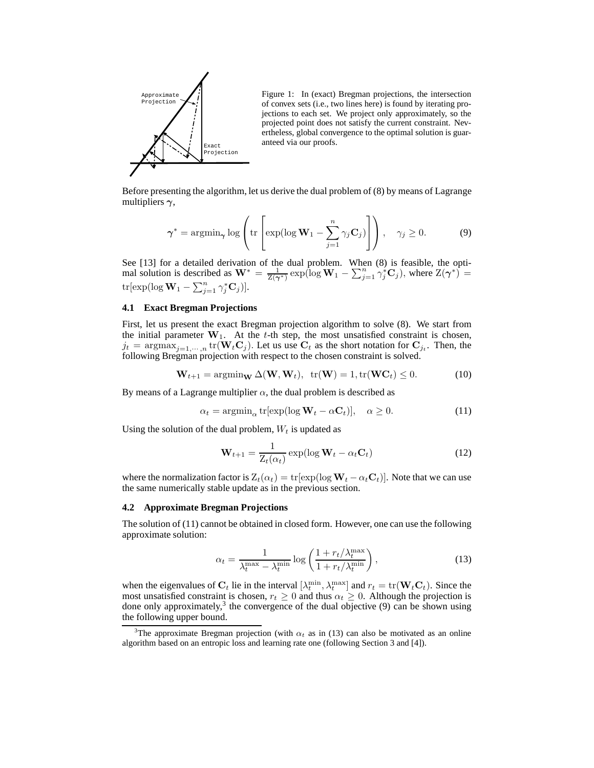Figure 1: In (exact) Bregman projections, the intersection of convex sets (i.e., two lines here) is found by iterating projections to each set. We project only approximately, so the projected point does not satisfy the current constraint. Nevertheless, global convergence to the optimal solution is guaranteed via our proofs.

Before presenting the algorithm, let us derive the dual problem of (8) by means of Lagrange multipliers $\boldsymbol{\gamma}$,

$$\boldsymbol{\gamma}^* = \operatorname{argmin}_{\boldsymbol{\gamma}} \log \left( \operatorname{tr} \left[ \exp(\log \mathbf{W}_1 - \sum_{j=1}^{n} \gamma_j \mathbf{C}_j) \right] \right), \quad \gamma_j \geq 0. \tag{9}$$

See [13] for a detailed derivation of the dual problem. When (8) is feasible, the optimal solution is described as $\mathbf{W}^* = \frac{1}{\mathrm{Z}(\boldsymbol{\gamma}^*)} \exp(\log \mathbf{W}_1 - \sum_{j=1}^{n} \gamma_j^* \mathbf{C}_j)$, where $\mathrm{Z}(\boldsymbol{\gamma}^*) = \operatorname{tr}[\exp(\log \mathbf{W}_1 - \sum_{j=1}^{n} \gamma_j^* \mathbf{C}_j)]$.

### 4.1 Exact Bregman Projections

First, let us present the exact Bregman projection algorithm to solve (8). We start from the initial parameter $\mathbf{W}_1$. At the $t$-th step, the most unsatisfied constraint is chosen, $j_t = \operatorname{argmax}_{j=1,\cdots,n} \operatorname{tr}(\mathbf{W}_t \mathbf{C}_j)$. Let us use $\mathbf{C}_t$ as the short notation for $\mathbf{C}_{j_t}$. Then, the following Bregman projection with respect to the chosen constraint is solved.

$$\mathbf{W}_{t+1} = \operatorname{argmin}_{\mathbf{W}} \Delta(\mathbf{W}, \mathbf{W}_t), \ \ \operatorname{tr}(\mathbf{W}) = 1, \operatorname{tr}(\mathbf{W}\mathbf{C}_t) \leq 0. \tag{10}$$

By means of a Lagrange multiplier $\alpha$, the dual problem is described as

$$\alpha_t = \operatorname{argmin}_{\alpha} \operatorname{tr}[\exp(\log \mathbf{W}_t - \alpha \mathbf{C}_t)], \quad \alpha \geq 0. \tag{11}$$

Using the solution of the dual problem, $W_t$ is updated as

$$\mathbf{W}_{t+1} = \frac{1}{\mathrm{Z}_t(\alpha_t)} \exp(\log \mathbf{W}_t - \alpha_t \mathbf{C}_t) \tag{12}$$

where the normalization factor is $\mathrm{Z}_t(\alpha_t) = \operatorname{tr}[\exp(\log \mathbf{W}_t - \alpha_t \mathbf{C}_t)]$. Note that we can use the same numerically stable update as in the previous section.

### 4.2 Approximate Bregman Projections

The solution of (11) cannot be obtained in closed form. However, one can use the following approximate solution:

$$\alpha_t = \frac{1}{\lambda_t^{\max} - \lambda_t^{\min}} \log \left( \frac{1 + r_t/\lambda_t^{\max}}{1 + r_t/\lambda_t^{\min}} \right), \tag{13}$$

when the eigenvalues of $\mathbf{C}_t$ lie in the interval $[\lambda_t^{\min}, \lambda_t^{\max}]$ and $r_t = \operatorname{tr}(\mathbf{W}_t \mathbf{C}_t)$. Since the most unsatisfied constraint is chosen, $r_t \geq 0$ and thus $\alpha_t \geq 0$. Although the projection is done only approximately,[3] the convergence of the dual objective (9) can be shown using the following upper bound.

[3]The approximate Bregman projection (with $\alpha_t$ as in (13) can also be motivated as an online algorithm based on an entropic loss and learning rate one (following Section 3 and [4]).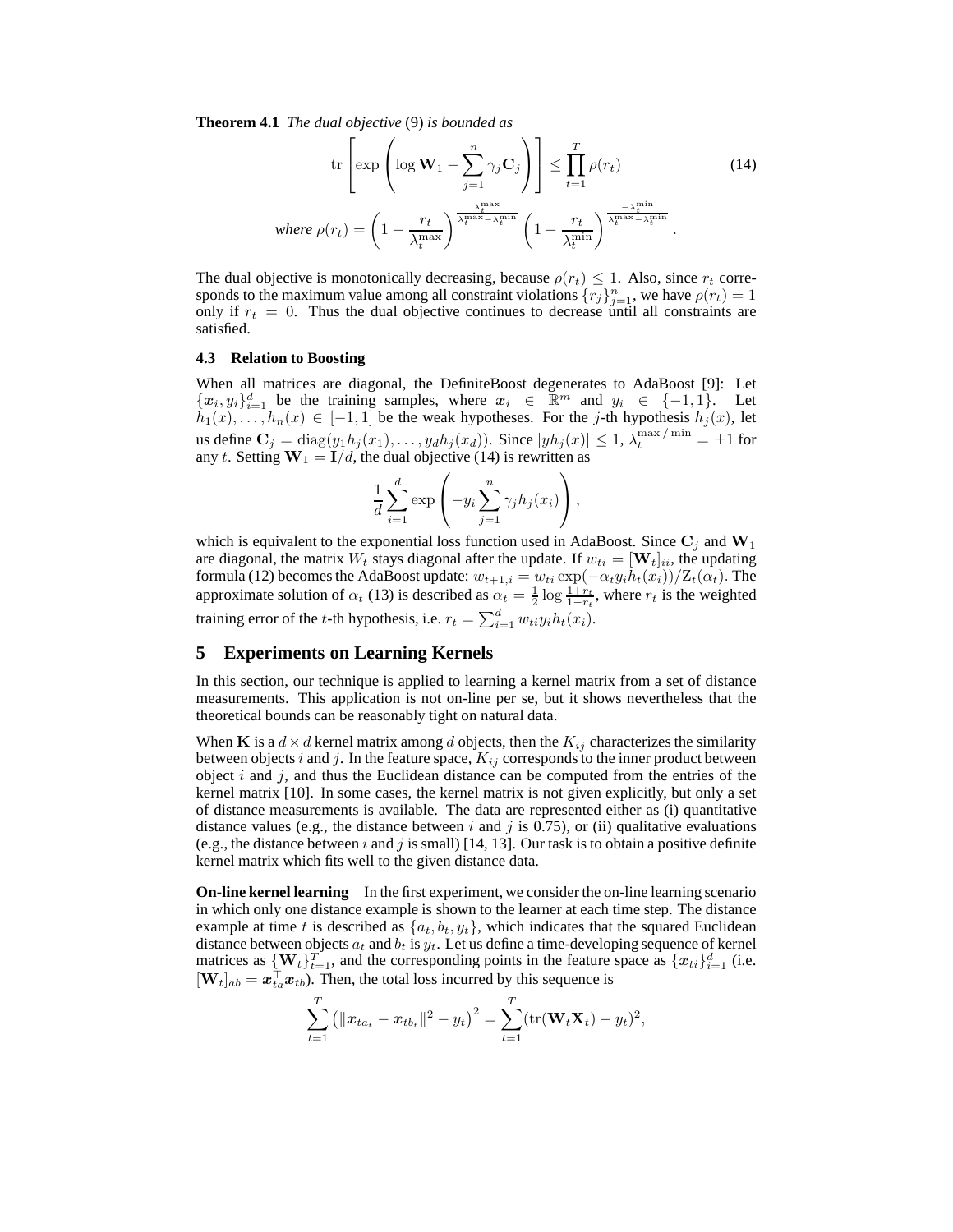**Theorem 4.1** *The dual objective* (9) *is bounded as*

$$\operatorname{tr}\left[\exp\left(\log \mathbf{W}_1 - \sum_{j=1}^{n} \gamma_j \mathbf{C}_j\right)\right] \leq \prod_{t=1}^{T} \rho(r_t) \tag{14}$$

*where* $\rho(r_t) = \left(1 - \frac{r_t}{\lambda_t^{\max}}\right)^{\frac{\lambda_t^{\max}}{\lambda_t^{\max} - \lambda_t^{\min}}} \left(1 - \frac{r_t}{\lambda_t^{\min}}\right)^{\frac{-\lambda_t^{\min}}{\lambda_t^{\max} - \lambda_t^{\min}}}.$

The dual objective is monotonically decreasing, because $\rho(r_t) \leq 1$. Also, since $r_t$ corresponds to the maximum value among all constraint violations $\{r_j\}_{j=1}^n$, we have $\rho(r_t) = 1$ only if $r_t = 0$. Thus the dual objective continues to decrease until all constraints are satisfied.

### 4.3 Relation to Boosting

When all matrices are diagonal, the DefiniteBoost degenerates to AdaBoost [9]: Let $\{\boldsymbol{x}_i, y_i\}_{i=1}^d$ be the training samples, where $\boldsymbol{x}_i \in \mathbb{R}^m$ and $y_i \in \{-1, 1\}$. Let $h_1(x), \ldots, h_n(x) \in [-1, 1]$ be the weak hypotheses. For the $j$-th hypothesis $h_j(x)$, let us define $\mathbf{C}_j = \operatorname{diag}(y_1 h_j(x_1), \ldots, y_d h_j(x_d))$. Since $|y h_j(x)| \leq 1$, $\lambda_t^{\max/\min} = \pm 1$ for any $t$. Setting $\mathbf{W}_1 = \mathbf{I}/d$, the dual objective (14) is rewritten as

$$\frac{1}{d} \sum_{i=1}^{d} \exp\left(-y_i \sum_{j=1}^{n} \gamma_j h_j(x_i)\right),$$

which is equivalent to the exponential loss function used in AdaBoost. Since $\mathbf{C}_j$ and $\mathbf{W}_1$ are diagonal, the matrix $W_t$ stays diagonal after the update. If $w_{ti} = [\mathbf{W}_t]_{ii}$, the updating formula (12) becomes the AdaBoost update: $w_{t+1,i} = w_{ti} \exp(-\alpha_t y_i h_t(x_i))/Z_t(\alpha_t)$. The approximate solution of $\alpha_t$ (13) is described as $\alpha_t = \frac{1}{2} \log \frac{1+r_t}{1-r_t}$, where $r_t$ is the weighted training error of the $t$-th hypothesis, i.e. $r_t = \sum_{i=1}^{d} w_{ti} y_i h_t(x_i)$.

## 5 Experiments on Learning Kernels

In this section, our technique is applied to learning a kernel matrix from a set of distance measurements. This application is not on-line per se, but it shows nevertheless that the theoretical bounds can be reasonably tight on natural data.

When $\mathbf{K}$ is a $d \times d$ kernel matrix among $d$ objects, then the $K_{ij}$ characterizes the similarity between objects $i$ and $j$. In the feature space, $K_{ij}$ corresponds to the inner product between object $i$ and $j$, and thus the Euclidean distance can be computed from the entries of the kernel matrix [10]. In some cases, the kernel matrix is not given explicitly, but only a set of distance measurements is available. The data are represented either as (i) quantitative distance values (e.g., the distance between $i$ and $j$ is 0.75), or (ii) qualitative evaluations (e.g., the distance between $i$ and $j$ is small) [14, 13]. Our task is to obtain a positive definite kernel matrix which fits well to the given distance data.

**On-line kernel learning** In the first experiment, we consider the on-line learning scenario in which only one distance example is shown to the learner at each time step. The distance example at time $t$ is described as $\{a_t, b_t, y_t\}$, which indicates that the squared Euclidean distance between objects $a_t$ and $b_t$ is $y_t$. Let us define a time-developing sequence of kernel matrices as $\{\mathbf{W}_t\}_{t=1}^T$, and the corresponding points in the feature space as $\{\boldsymbol{x}_{ti}\}_{i=1}^d$ (i.e. $[\mathbf{W}_t]_{ab} = \boldsymbol{x}_{ta}^\top \boldsymbol{x}_{tb}$). Then, the total loss incurred by this sequence is

$$\sum_{t=1}^{T} \left(\|\boldsymbol{x}_{ta_t} - \boldsymbol{x}_{tb_t}\|^2 - y_t\right)^2 = \sum_{t=1}^{T} (\operatorname{tr}(\mathbf{W}_t \mathbf{X}_t) - y_t)^2,$$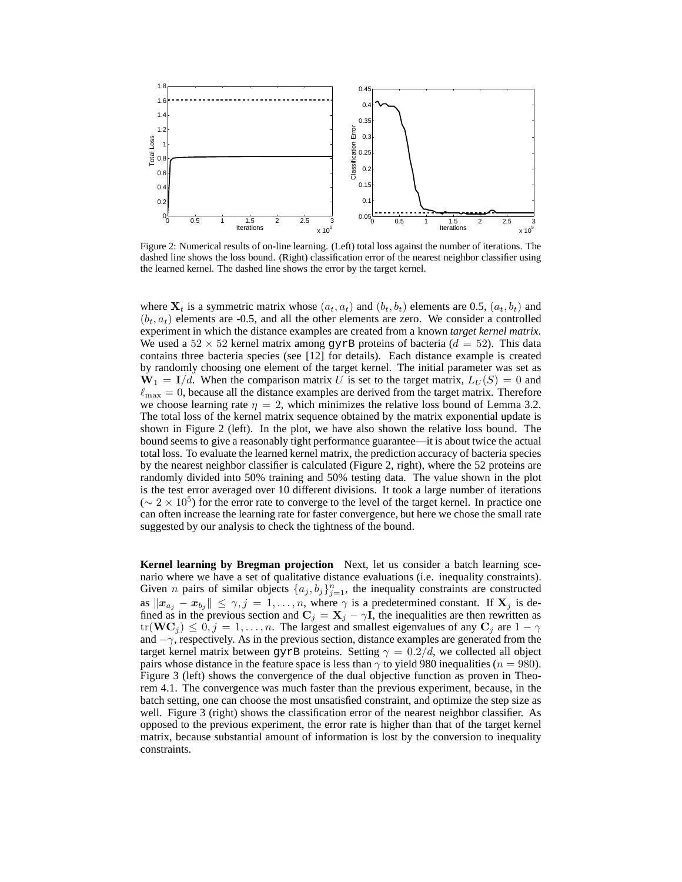Figure 2: Numerical results of on-line learning. (Left) total loss against the number of iterations. The dashed line shows the loss bound. (Right) classification error of the nearest neighbor classifier using the learned kernel. The dashed line shows the error by the target kernel.

where $\mathbf{X}_t$ is a symmetric matrix whose $(a_t, a_t)$ and $(b_t, b_t)$ elements are 0.5, $(a_t, b_t)$ and $(b_t, a_t)$ elements are -0.5, and all the other elements are zero. We consider a controlled experiment in which the distance examples are created from a known *target kernel matrix*. We used a $52 \times 52$ kernel matrix among gyrB proteins of bacteria ($d = 52$). This data contains three bacteria species (see [12] for details). Each distance example is created by randomly choosing one element of the target kernel. The initial parameter was set as $\mathbf{W}_1 = \mathbf{I}/d$. When the comparison matrix $U$ is set to the target matrix, $L_U(S) = 0$ and $\ell_{\max} = 0$, because all the distance examples are derived from the target matrix. Therefore we choose learning rate $\eta = 2$, which minimizes the relative loss bound of Lemma 3.2. The total loss of the kernel matrix sequence obtained by the matrix exponential update is shown in Figure 2 (left). In the plot, we have also shown the relative loss bound. The bound seems to give a reasonably tight performance guarantee—it is about twice the actual total loss. To evaluate the learned kernel matrix, the prediction accuracy of bacteria species by the nearest neighbor classifier is calculated (Figure 2, right), where the 52 proteins are randomly divided into 50% training and 50% testing data. The value shown in the plot is the test error averaged over 10 different divisions. It took a large number of iterations ($\sim 2 \times 10^5$) for the error rate to converge to the level of the target kernel. In practice one can often increase the learning rate for faster convergence, but here we chose the small rate suggested by our analysis to check the tightness of the bound.

**Kernel learning by Bregman projection** Next, let us consider a batch learning scenario where we have a set of qualitative distance evaluations (i.e. inequality constraints). Given $n$ pairs of similar objects $\{a_j, b_j\}_{j=1}^n$, the inequality constraints are constructed as $\|\boldsymbol{x}_{a_j} - \boldsymbol{x}_{b_j}\| \leq \gamma, j = 1, \ldots, n$, where $\gamma$ is a predetermined constant. If $\mathbf{X}_j$ is defined as in the previous section and $\mathbf{C}_j = \mathbf{X}_j - \gamma\mathbf{I}$, the inequalities are then rewritten as $\mathrm{tr}(\mathbf{W}\mathbf{C}_j) \leq 0, j = 1, \ldots, n$. The largest and smallest eigenvalues of any $\mathbf{C}_j$ are $1 - \gamma$ and $-\gamma$, respectively. As in the previous section, distance examples are generated from the target kernel matrix between gyrB proteins. Setting $\gamma = 0.2/d$, we collected all object pairs whose distance in the feature space is less than $\gamma$ to yield 980 inequalities ($n = 980$). Figure 3 (left) shows the convergence of the dual objective function as proven in Theorem 4.1. The convergence was much faster than the previous experiment, because, in the batch setting, one can choose the most unsatisfied constraint, and optimize the step size as well. Figure 3 (right) shows the classification error of the nearest neighbor classifier. As opposed to the previous experiment, the error rate is higher than that of the target kernel matrix, because substantial amount of information is lost by the conversion to inequality constraints.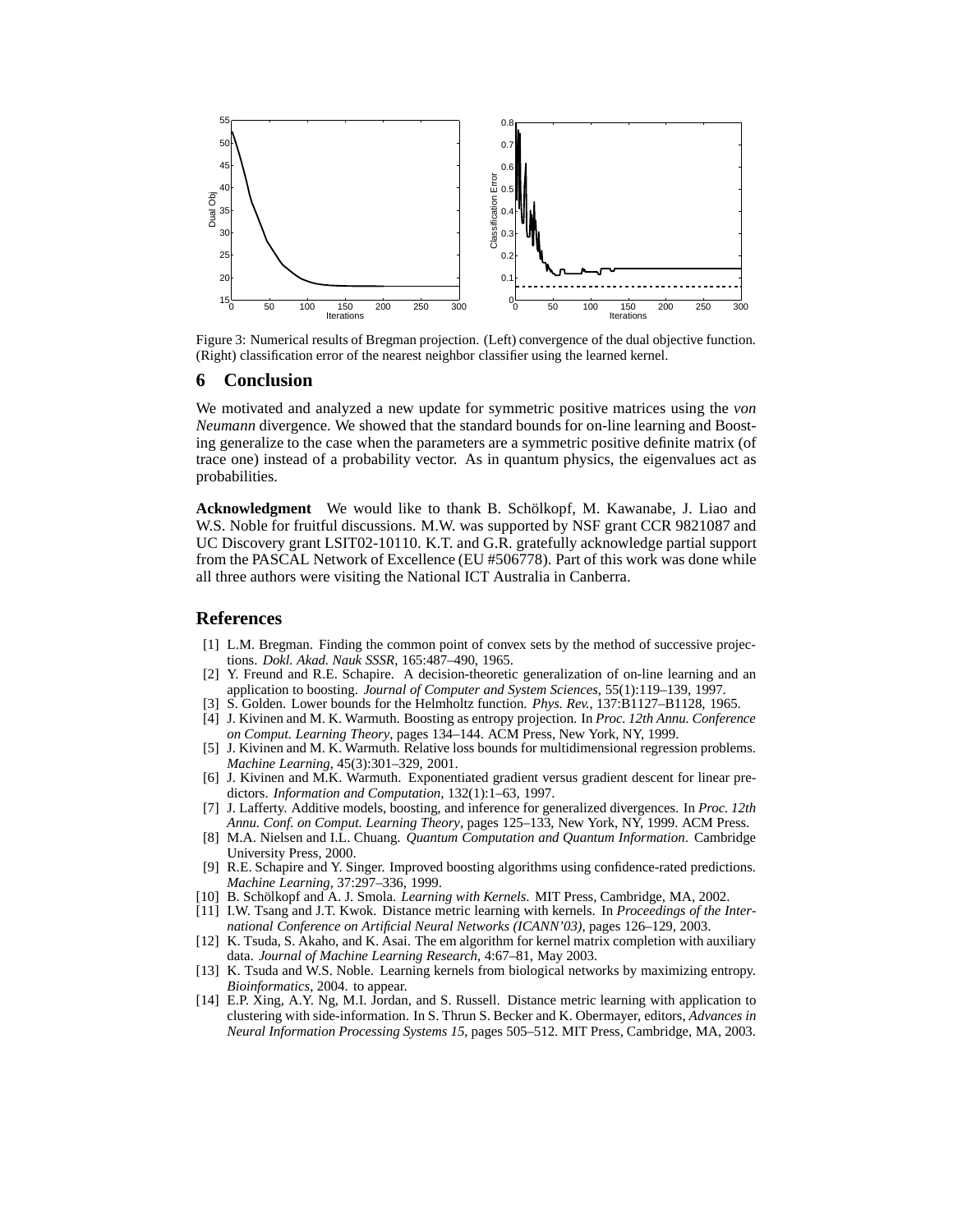55
50
45
40
35
30
25
20
15
Dual Obj
0 50 100 150 200 250 300
Iterations

0.8
0.7
0.6
0.5
0.4
0.3
0.2
0.1
0
Classification Error
0 50 100 150 200 250 300
Iterations

Figure 3: Numerical results of Bregman projection. (Left) convergence of the dual objective function. (Right) classification error of the nearest neighbor classifier using the learned kernel.

## 6 Conclusion

We motivated and analyzed a new update for symmetric positive matrices using the *von Neumann* divergence. We showed that the standard bounds for on-line learning and Boosting generalize to the case when the parameters are a symmetric positive definite matrix (of trace one) instead of a probability vector. As in quantum physics, the eigenvalues act as probabilities.

**Acknowledgment** We would like to thank B. Schölkopf, M. Kawanabe, J. Liao and W.S. Noble for fruitful discussions. M.W. was supported by NSF grant CCR 9821087 and UC Discovery grant LSIT02-10110. K.T. and G.R. gratefully acknowledge partial support from the PASCAL Network of Excellence (EU #506778). Part of this work was done while all three authors were visiting the National ICT Australia in Canberra.

## References

[1] L.M. Bregman. Finding the common point of convex sets by the method of successive projections. *Dokl. Akad. Nauk SSSR*, 165:487–490, 1965.

[2] Y. Freund and R.E. Schapire. A decision-theoretic generalization of on-line learning and an application to boosting. *Journal of Computer and System Sciences*, 55(1):119–139, 1997.

[3] S. Golden. Lower bounds for the Helmholtz function. *Phys. Rev.*, 137:B1127–B1128, 1965.

[4] J. Kivinen and M. K. Warmuth. Boosting as entropy projection. In *Proc. 12th Annu. Conference on Comput. Learning Theory*, pages 134–144. ACM Press, New York, NY, 1999.

[5] J. Kivinen and M. K. Warmuth. Relative loss bounds for multidimensional regression problems. *Machine Learning*, 45(3):301–329, 2001.

[6] J. Kivinen and M.K. Warmuth. Exponentiated gradient versus gradient descent for linear predictors. *Information and Computation*, 132(1):1–63, 1997.

[7] J. Lafferty. Additive models, boosting, and inference for generalized divergences. In *Proc. 12th Annu. Conf. on Comput. Learning Theory*, pages 125–133, New York, NY, 1999. ACM Press.

[8] M.A. Nielsen and I.L. Chuang. *Quantum Computation and Quantum Information*. Cambridge University Press, 2000.

[9] R.E. Schapire and Y. Singer. Improved boosting algorithms using confidence-rated predictions. *Machine Learning*, 37:297–336, 1999.

[10] B. Schölkopf and A. J. Smola. *Learning with Kernels*. MIT Press, Cambridge, MA, 2002.

[11] I.W. Tsang and J.T. Kwok. Distance metric learning with kernels. In *Proceedings of the International Conference on Artificial Neural Networks (ICANN'03)*, pages 126–129, 2003.

[12] K. Tsuda, S. Akaho, and K. Asai. The em algorithm for kernel matrix completion with auxiliary data. *Journal of Machine Learning Research*, 4:67–81, May 2003.

[13] K. Tsuda and W.S. Noble. Learning kernels from biological networks by maximizing entropy. *Bioinformatics*, 2004. to appear.

[14] E.P. Xing, A.Y. Ng, M.I. Jordan, and S. Russell. Distance metric learning with application to clustering with side-information. In S. Thrun S. Becker and K. Obermayer, editors, *Advances in Neural Information Processing Systems 15*, pages 505–512. MIT Press, Cambridge, MA, 2003.